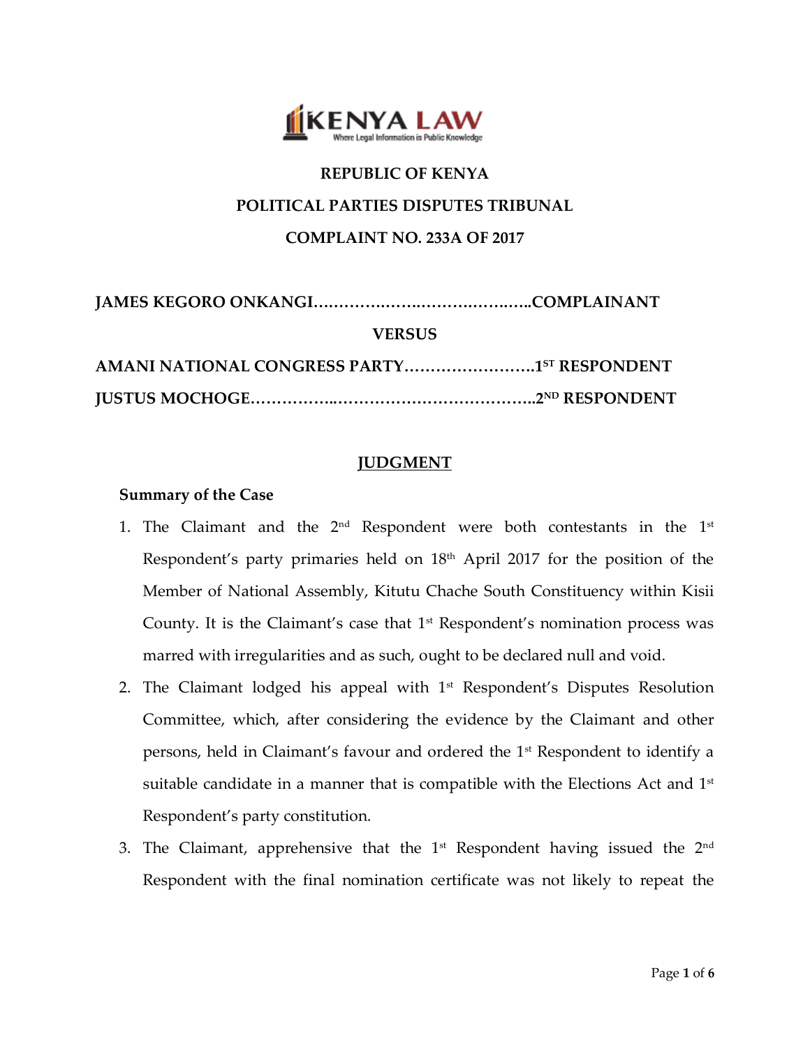**REPUBLIC OF KENYA**

**POLITICAL PARTIES DISPUTES TRIBUNAL**

**COMPLAINT NO. 233A OF 2017**

**JAMES KEGORO ONKANGI……………………………………..COMPLAINANT**

**VERSUS**

**AMANI NATIONAL CONGRESS PARTY…………………….1ST RESPONDENT**

**JUSTUS MOCHOGE……………..………………………………..2ND RESPONDENT**

## JUDGMENT

### Summary of the Case

1. The Claimant and the 2nd Respondent were both contestants in the 1st Respondent's party primaries held on 18th April 2017 for the position of the Member of National Assembly, Kitutu Chache South Constituency within Kisii County. It is the Claimant's case that 1st Respondent's nomination process was marred with irregularities and as such, ought to be declared null and void.
2. The Claimant lodged his appeal with 1st Respondent's Disputes Resolution Committee, which, after considering the evidence by the Claimant and other persons, held in Claimant's favour and ordered the 1st Respondent to identify a suitable candidate in a manner that is compatible with the Elections Act and 1st Respondent's party constitution.
3. The Claimant, apprehensive that the 1st Respondent having issued the 2nd Respondent with the final nomination certificate was not likely to repeat the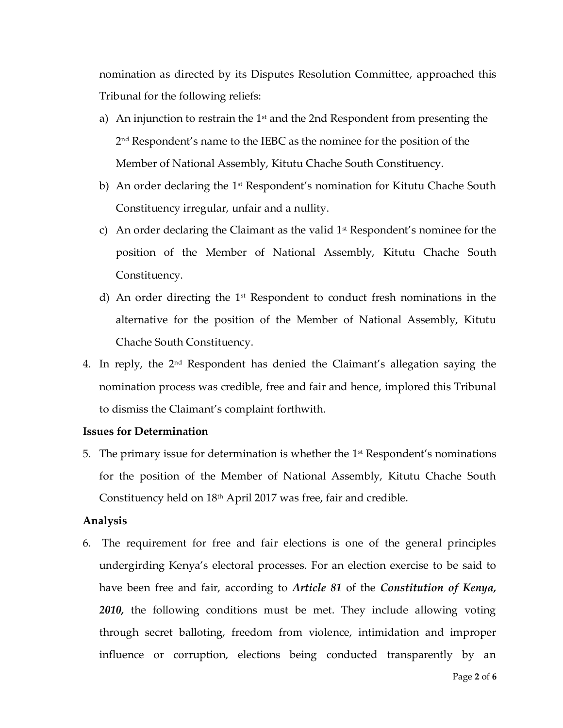nomination as directed by its Disputes Resolution Committee, approached this Tribunal for the following reliefs:

a) An injunction to restrain the 1st and the 2nd Respondent from presenting the 2nd Respondent's name to the IEBC as the nominee for the position of the Member of National Assembly, Kitutu Chache South Constituency.

b) An order declaring the 1st Respondent's nomination for Kitutu Chache South Constituency irregular, unfair and a nullity.

c) An order declaring the Claimant as the valid 1st Respondent's nominee for the position of the Member of National Assembly, Kitutu Chache South Constituency.

d) An order directing the 1st Respondent to conduct fresh nominations in the alternative for the position of the Member of National Assembly, Kitutu Chache South Constituency.

4. In reply, the 2nd Respondent has denied the Claimant's allegation saying the nomination process was credible, free and fair and hence, implored this Tribunal to dismiss the Claimant's complaint forthwith.

**Issues for Determination**

5. The primary issue for determination is whether the 1st Respondent's nominations for the position of the Member of National Assembly, Kitutu Chache South Constituency held on 18th April 2017 was free, fair and credible.

**Analysis**

6. The requirement for free and fair elections is one of the general principles undergirding Kenya's electoral processes. For an election exercise to be said to have been free and fair, according to ***Article 81*** of the ***Constitution of Kenya, 2010,*** the following conditions must be met. They include allowing voting through secret balloting, freedom from violence, intimidation and improper influence or corruption, elections being conducted transparently by an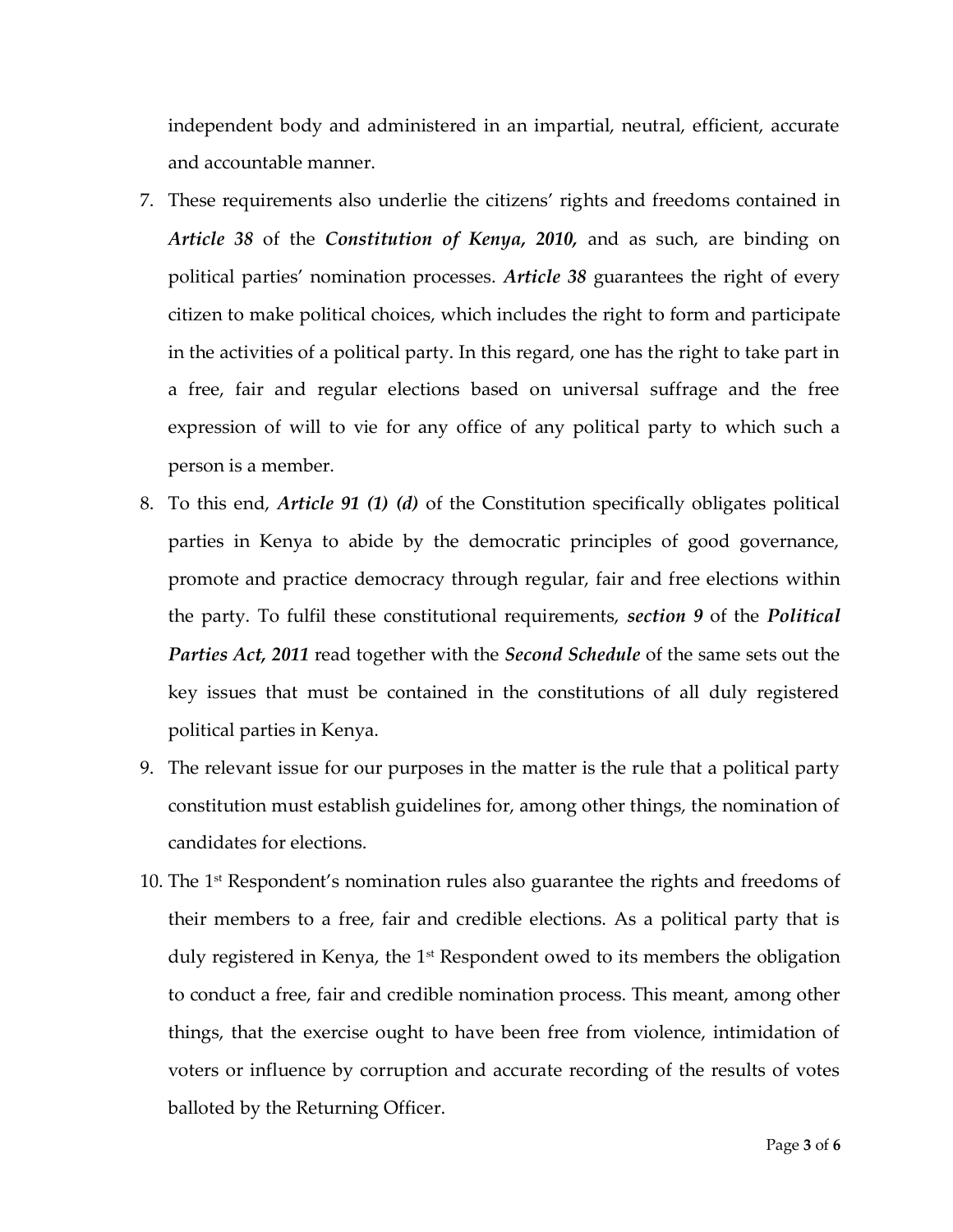independent body and administered in an impartial, neutral, efficient, accurate and accountable manner.

7. These requirements also underlie the citizens' rights and freedoms contained in ***Article 38*** of the ***Constitution of Kenya, 2010,*** and as such, are binding on political parties' nomination processes. ***Article 38*** guarantees the right of every citizen to make political choices, which includes the right to form and participate in the activities of a political party. In this regard, one has the right to take part in a free, fair and regular elections based on universal suffrage and the free expression of will to vie for any office of any political party to which such a person is a member.
8. To this end, ***Article 91 (1) (d)*** of the Constitution specifically obligates political parties in Kenya to abide by the democratic principles of good governance, promote and practice democracy through regular, fair and free elections within the party. To fulfil these constitutional requirements, ***section 9*** of the ***Political Parties Act, 2011*** read together with the ***Second Schedule*** of the same sets out the key issues that must be contained in the constitutions of all duly registered political parties in Kenya.
9. The relevant issue for our purposes in the matter is the rule that a political party constitution must establish guidelines for, among other things, the nomination of candidates for elections.
10. The 1st Respondent's nomination rules also guarantee the rights and freedoms of their members to a free, fair and credible elections. As a political party that is duly registered in Kenya, the 1st Respondent owed to its members the obligation to conduct a free, fair and credible nomination process. This meant, among other things, that the exercise ought to have been free from violence, intimidation of voters or influence by corruption and accurate recording of the results of votes balloted by the Returning Officer.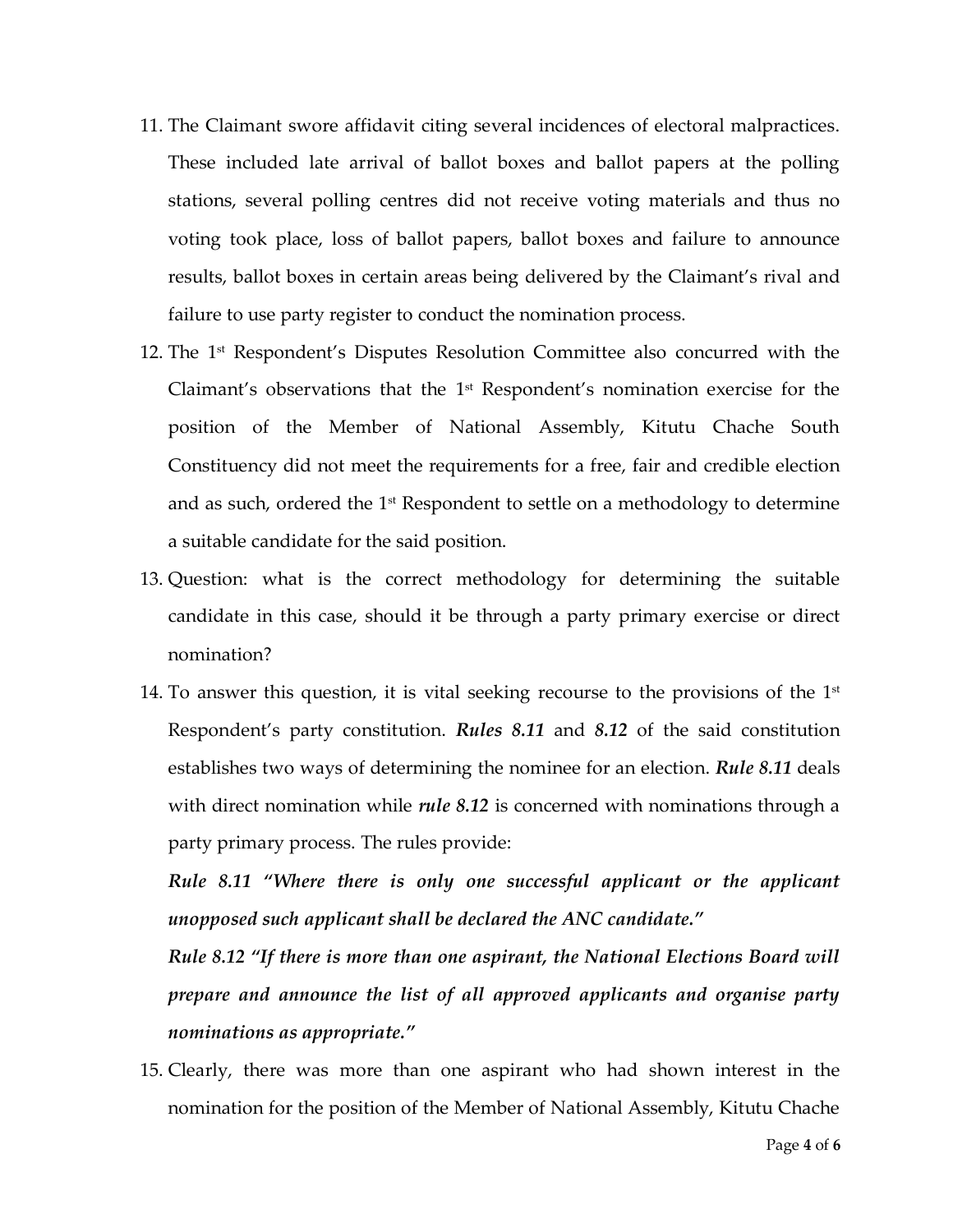11. The Claimant swore affidavit citing several incidences of electoral malpractices. These included late arrival of ballot boxes and ballot papers at the polling stations, several polling centres did not receive voting materials and thus no voting took place, loss of ballot papers, ballot boxes and failure to announce results, ballot boxes in certain areas being delivered by the Claimant's rival and failure to use party register to conduct the nomination process.
12. The 1st Respondent's Disputes Resolution Committee also concurred with the Claimant's observations that the 1st Respondent's nomination exercise for the position of the Member of National Assembly, Kitutu Chache South Constituency did not meet the requirements for a free, fair and credible election and as such, ordered the 1st Respondent to settle on a methodology to determine a suitable candidate for the said position.
13. Question: what is the correct methodology for determining the suitable candidate in this case, should it be through a party primary exercise or direct nomination?
14. To answer this question, it is vital seeking recourse to the provisions of the 1st Respondent's party constitution. ***Rules 8.11*** and ***8.12*** of the said constitution establishes two ways of determining the nominee for an election. ***Rule 8.11*** deals with direct nomination while ***rule 8.12*** is concerned with nominations through a party primary process. The rules provide:

    ***Rule 8.11 "Where there is only one successful applicant or the applicant unopposed such applicant shall be declared the ANC candidate."***

    ***Rule 8.12 "If there is more than one aspirant, the National Elections Board will prepare and announce the list of all approved applicants and organise party nominations as appropriate."***

15. Clearly, there was more than one aspirant who had shown interest in the nomination for the position of the Member of National Assembly, Kitutu Chache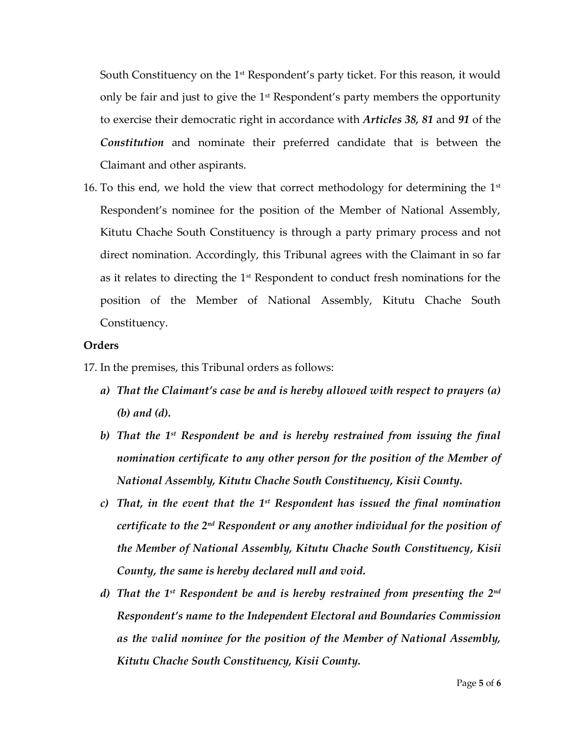South Constituency on the 1st Respondent's party ticket. For this reason, it would only be fair and just to give the 1st Respondent's party members the opportunity to exercise their democratic right in accordance with ***Articles 38, 81*** and ***91*** of the ***Constitution*** and nominate their preferred candidate that is between the Claimant and other aspirants.

16. To this end, we hold the view that correct methodology for determining the 1st Respondent's nominee for the position of the Member of National Assembly, Kitutu Chache South Constituency is through a party primary process and not direct nomination. Accordingly, this Tribunal agrees with the Claimant in so far as it relates to directing the 1st Respondent to conduct fresh nominations for the position of the Member of National Assembly, Kitutu Chache South Constituency.

**Orders**

17. In the premises, this Tribunal orders as follows:
    - ***a) That the Claimant's case be and is hereby allowed with respect to prayers (a) (b) and (d).***
    - ***b) That the 1st Respondent be and is hereby restrained from issuing the final nomination certificate to any other person for the position of the Member of National Assembly, Kitutu Chache South Constituency, Kisii County.***
    - ***c) That, in the event that the 1st Respondent has issued the final nomination certificate to the 2nd Respondent or any another individual for the position of the Member of National Assembly, Kitutu Chache South Constituency, Kisii County, the same is hereby declared null and void.***
    - ***d) That the 1st Respondent be and is hereby restrained from presenting the 2nd Respondent's name to the Independent Electoral and Boundaries Commission as the valid nominee for the position of the Member of National Assembly, Kitutu Chache South Constituency, Kisii County.***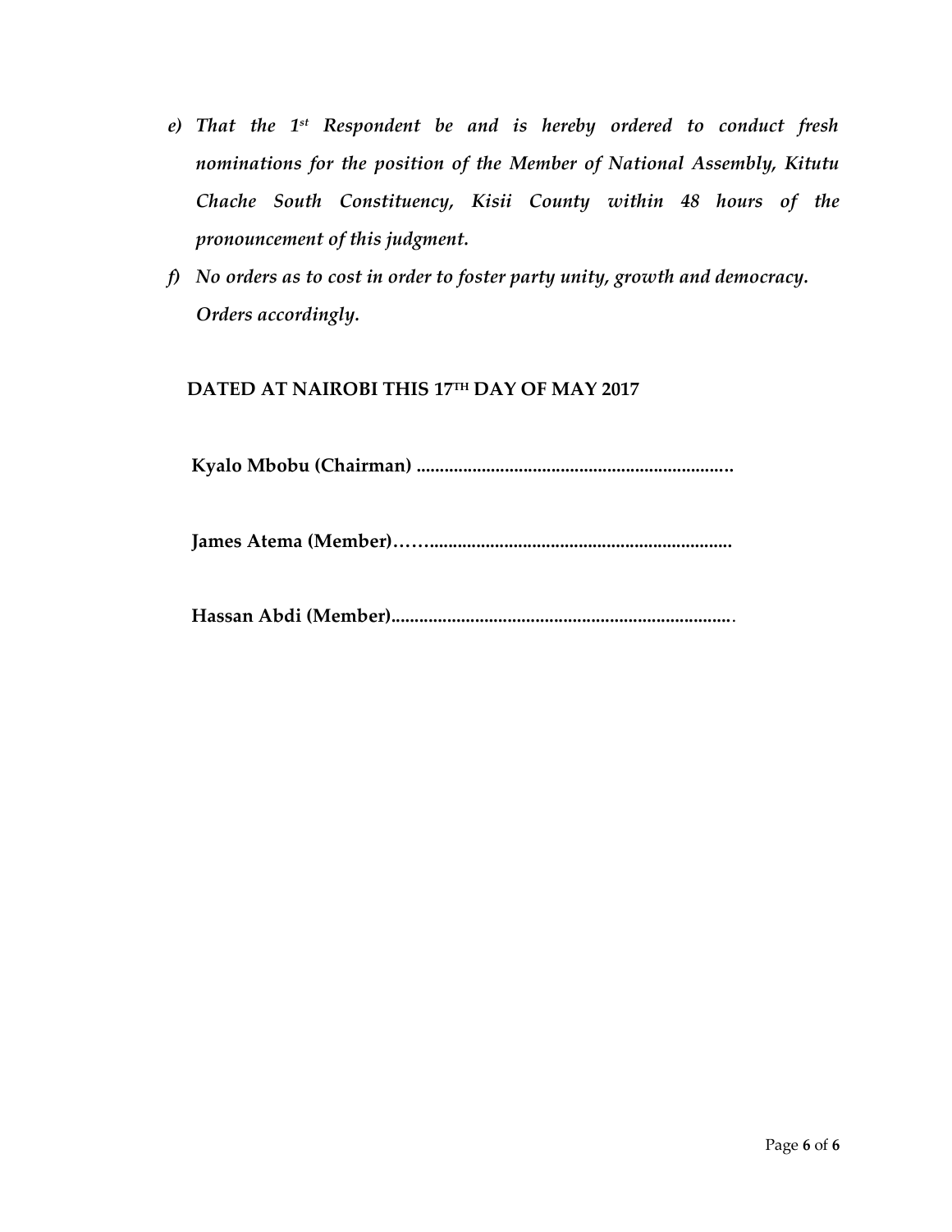*e) That the 1st Respondent be and is hereby ordered to conduct fresh nominations for the position of the Member of National Assembly, Kitutu Chache South Constituency, Kisii County within 48 hours of the pronouncement of this judgment.*

*f) No orders as to cost in order to foster party unity, growth and democracy.*
*Orders accordingly.*

**DATED AT NAIROBI THIS 17TH DAY OF MAY 2017**

**Kyalo Mbobu (Chairman) ....................................................................**

**James Atema (Member)……...............................................................**

**Hassan Abdi (Member)..........................................................................**